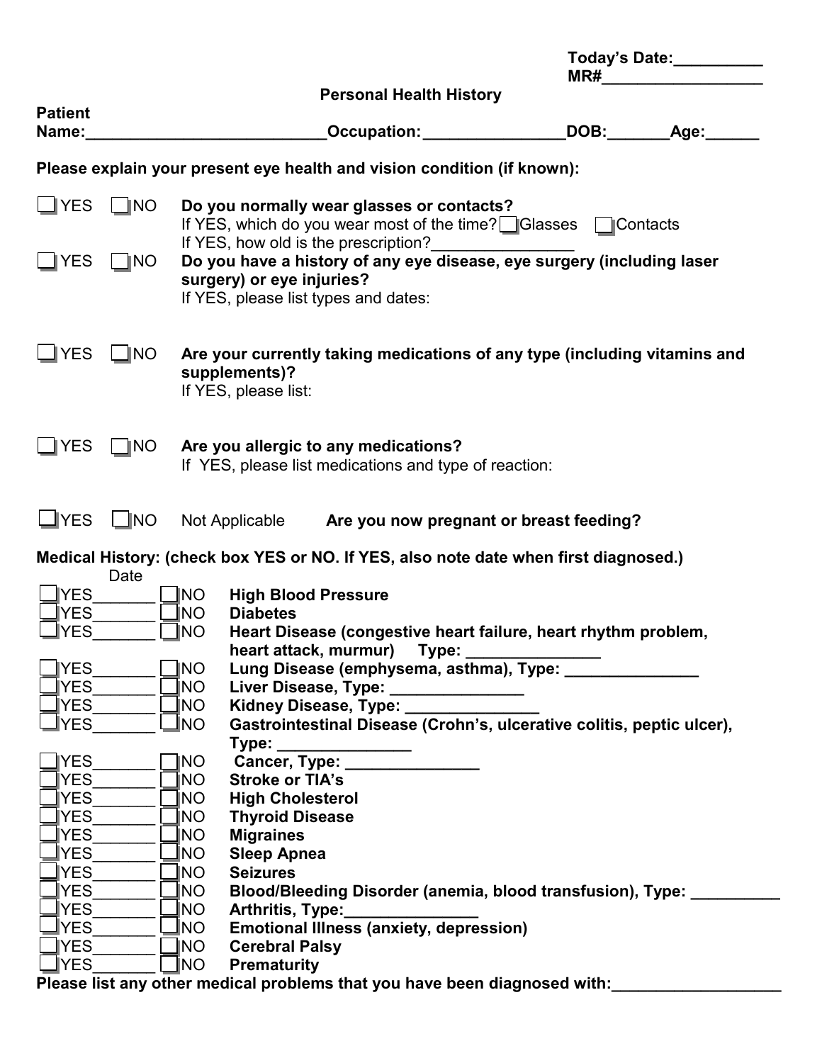Today's Date:__________
MR#__________________

## Personal Health History

**Patient Name:**__________________________ **Occupation:**________________ **DOB:**_______ **Age:**______

**Please explain your present eye health and vision condition (if known):**

☐ YES ☐ NO **Do you normally wear glasses or contacts?**
If YES, which do you wear most of the time? ☐ Glasses ☐ Contacts
If YES, how old is the prescription?________________

☐ YES ☐ NO **Do you have a history of any eye disease, eye surgery (including laser surgery) or eye injuries?**
If YES, please list types and dates:

☐ YES ☐ NO **Are your currently taking medications of any type (including vitamins and supplements)?**
If YES, please list:

☐ YES ☐ NO **Are you allergic to any medications?**
If YES, please list medications and type of reaction:

☐ YES ☐ NO Not Applicable **Are you now pregnant or breast feeding?**

**Medical History: (check box YES or NO. If YES, also note date when first diagnosed.)**

| Date | | |
|---|---|---|
| ☐ YES_______ | ☐ NO | **High Blood Pressure** |
| ☐ YES_______ | ☐ NO | **Diabetes** |
| ☐ YES_______ | ☐ NO | **Heart Disease (congestive heart failure, heart rhythm problem, heart attack, murmur) Type: _______________** |
| ☐ YES_______ | ☐ NO | **Lung Disease (emphysema, asthma), Type: _______________** |
| ☐ YES_______ | ☐ NO | **Liver Disease, Type: _______________** |
| ☐ YES_______ | ☐ NO | **Kidney Disease, Type: _______________** |
| ☐ YES_______ | ☐ NO | **Gastrointestinal Disease (Crohn's, ulcerative colitis, peptic ulcer), Type: _______________** |
| ☐ YES_______ | ☐ NO | **Cancer, Type: _______________** |
| ☐ YES_______ | ☐ NO | **Stroke or TIA's** |
| ☐ YES_______ | ☐ NO | **High Cholesterol** |
| ☐ YES_______ | ☐ NO | **Thyroid Disease** |
| ☐ YES_______ | ☐ NO | **Migraines** |
| ☐ YES_______ | ☐ NO | **Sleep Apnea** |
| ☐ YES_______ | ☐ NO | **Seizures** |
| ☐ YES_______ | ☐ NO | **Blood/Bleeding Disorder (anemia, blood transfusion), Type: __________** |
| ☐ YES_______ | ☐ NO | **Arthritis, Type:_______________** |
| ☐ YES_______ | ☐ NO | **Emotional Illness (anxiety, depression)** |
| ☐ YES_______ | ☐ NO | **Cerebral Palsy** |
| ☐ YES_______ | ☐ NO | **Prematurity** |

**Please list any other medical problems that you have been diagnosed with:**__________________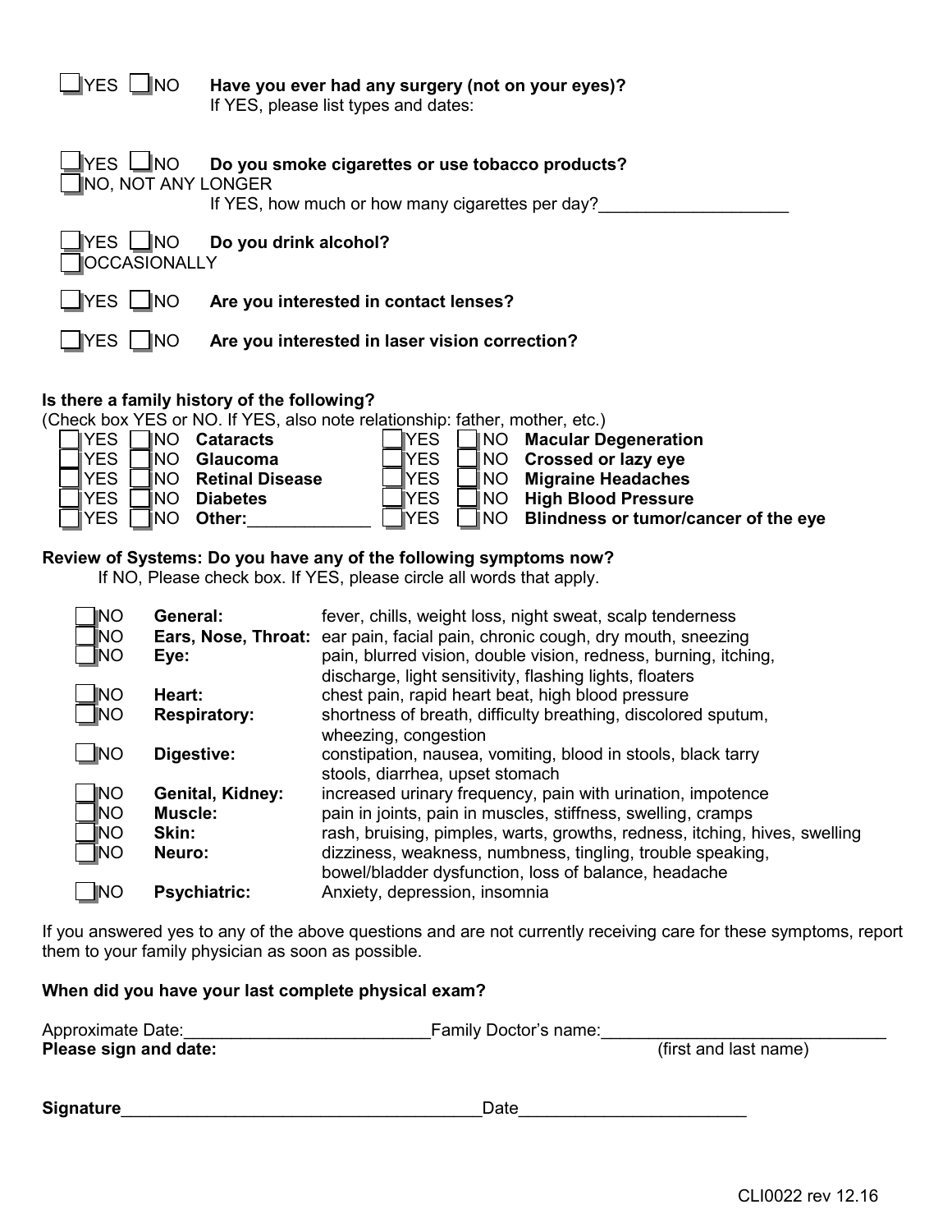☐YES ☐NO **Have you ever had any surgery (not on your eyes)?**
If YES, please list types and dates:

☐YES ☐NO **Do you smoke cigarettes or use tobacco products?**
☐NO, NOT ANY LONGER
If YES, how much or how many cigarettes per day?____________________

☐YES ☐NO **Do you drink alcohol?**
☐OCCASIONALLY

☐YES ☐NO **Are you interested in contact lenses?**

☐YES ☐NO **Are you interested in laser vision correction?**

**Is there a family history of the following?**
(Check box YES or NO. If YES, also note relationship: father, mother, etc.)

| | | | | | |
|---|---|---|---|---|---|
| ☐YES | ☐NO | **Cataracts** | ☐YES | ☐NO | **Macular Degeneration** |
| ☐YES | ☐NO | **Glaucoma** | ☐YES | ☐NO | **Crossed or lazy eye** |
| ☐YES | ☐NO | **Retinal Disease** | ☐YES | ☐NO | **Migraine Headaches** |
| ☐YES | ☐NO | **Diabetes** | ☐YES | ☐NO | **High Blood Pressure** |
| ☐YES | ☐NO | **Other:**_____________ | ☐YES | ☐NO | **Blindness or tumor/cancer of the eye** |

**Review of Systems: Do you have any of the following symptoms now?**
If NO, Please check box. If YES, please circle all words that apply.

| | | |
|---|---|---|
| ☐NO | **General:** | fever, chills, weight loss, night sweat, scalp tenderness |
| ☐NO | **Ears, Nose, Throat:** | ear pain, facial pain, chronic cough, dry mouth, sneezing |
| ☐NO | **Eye:** | pain, blurred vision, double vision, redness, burning, itching, discharge, light sensitivity, flashing lights, floaters |
| ☐NO | **Heart:** | chest pain, rapid heart beat, high blood pressure |
| ☐NO | **Respiratory:** | shortness of breath, difficulty breathing, discolored sputum, wheezing, congestion |
| ☐NO | **Digestive:** | constipation, nausea, vomiting, blood in stools, black tarry stools, diarrhea, upset stomach |
| ☐NO | **Genital, Kidney:** | increased urinary frequency, pain with urination, impotence |
| ☐NO | **Muscle:** | pain in joints, pain in muscles, stiffness, swelling, cramps |
| ☐NO | **Skin:** | rash, bruising, pimples, warts, growths, redness, itching, hives, swelling |
| ☐NO | **Neuro:** | dizziness, weakness, numbness, tingling, trouble speaking, bowel/bladder dysfunction, loss of balance, headache |
| ☐NO | **Psychiatric:** | Anxiety, depression, insomnia |

If you answered yes to any of the above questions and are not currently receiving care for these symptoms, report them to your family physician as soon as possible.

**When did you have your last complete physical exam?**

Approximate Date:_________________________Family Doctor's name:_____________________________
(first and last name)

**Please sign and date:**

**Signature**______________________________________Date________________________

CLI0022 rev 12.16